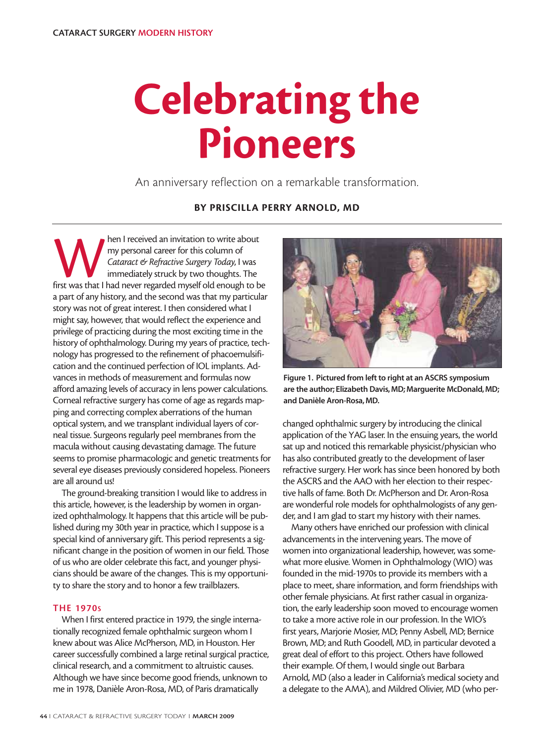# Celebrating the Pioneers

An anniversary reflection on a remarkable transformation.

**BY PRISCILLA PERRY ARNOLD, MD**

When I received an invitation to write about my personal career for this column of *Cataract & Refractive Surgery Today*, I was immediately struck by two thoughts. The first was that I had never regarded myself old enough to be a part of any history, and the second was that my particular story was not of great interest. I then considered what I might say, however, that would reflect the experience and privilege of practicing during the most exciting time in the history of ophthalmology. During my years of practice, technology has progressed to the refinement of phacoemulsification and the continued perfection of IOL implants. Advances in methods of measurement and formulas now afford amazing levels of accuracy in lens power calculations. Corneal refractive surgery has come of age as regards mapping and correcting complex aberrations of the human optical system, and we transplant individual layers of corneal tissue. Surgeons regularly peel membranes from the macula without causing devastating damage. The future seems to promise pharmacologic and genetic treatments for several eye diseases previously considered hopeless. Pioneers are all around us!

The ground-breaking transition I would like to address in this article, however, is the leadership by women in organized ophthalmology. It happens that this article will be published during my 30th year in practice, which I suppose is a special kind of anniversary gift. This period represents a significant change in the position of women in our field. Those of us who are older celebrate this fact, and younger physicians should be aware of the changes. This is my opportunity to share the story and to honor a few trailblazers.

## THE 1970s

When I first entered practice in 1979, the single internationally recognized female ophthalmic surgeon whom I knew about was Alice McPherson, MD, in Houston. Her career successfully combined a large retinal surgical practice, clinical research, and a commitment to altruistic causes. Although we have since become good friends, unknown to me in 1978, Danièle Aron-Rosa, MD, of Paris dramatically changed ophthalmic surgery by introducing the clinical application of the YAG laser. In the ensuing years, the world sat up and noticed this remarkable physicist/physician who has also contributed greatly to the development of laser refractive surgery. Her work has since been honored by both the ASCRS and the AAO with her election to their respective halls of fame. Both Dr. McPherson and Dr. Aron-Rosa are wonderful role models for ophthalmologists of any gender, and I am glad to start my history with their names.

**Figure 1. Pictured from left to right at an ASCRS symposium are the author; Elizabeth Davis, MD; Marguerite McDonald, MD; and Danièle Aron-Rosa, MD.**

Many others have enriched our profession with clinical advancements in the intervening years. The move of women into organizational leadership, however, was somewhat more elusive. Women in Ophthalmology (WIO) was founded in the mid-1970s to provide its members with a place to meet, share information, and form friendships with other female physicians. At first rather casual in organization, the early leadership soon moved to encourage women to take a more active role in our profession. In the WIO's first years, Marjorie Mosier, MD; Penny Asbell, MD; Bernice Brown, MD; and Ruth Goodell, MD, in particular devoted a great deal of effort to this project. Others have followed their example. Of them, I would single out Barbara Arnold, MD (also a leader in California's medical society and a delegate to the AMA), and Mildred Olivier, MD (who per-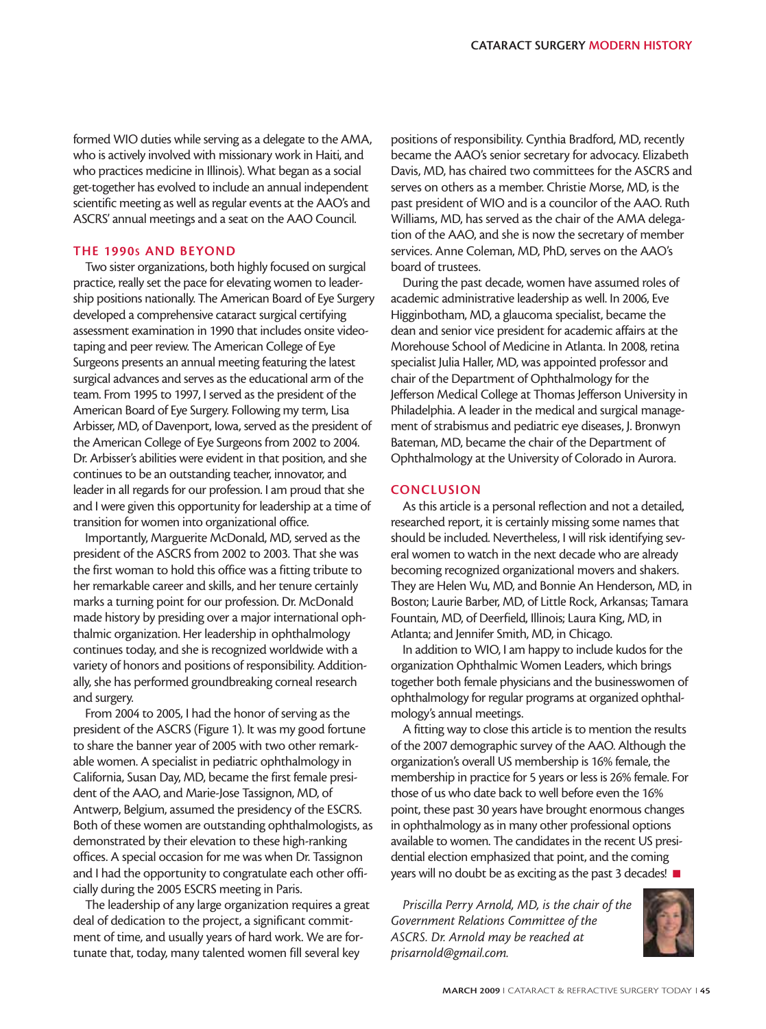formed WIO duties while serving as a delegate to the AMA, who is actively involved with missionary work in Haiti, and who practices medicine in Illinois). What began as a social get-together has evolved to include an annual independent scientific meeting as well as regular events at the AAO's and ASCRS' annual meetings and a seat on the AAO Council.

## THE 1990S AND BEYOND

Two sister organizations, both highly focused on surgical practice, really set the pace for elevating women to leadership positions nationally. The American Board of Eye Surgery developed a comprehensive cataract surgical certifying assessment examination in 1990 that includes onsite videotaping and peer review. The American College of Eye Surgeons presents an annual meeting featuring the latest surgical advances and serves as the educational arm of the team. From 1995 to 1997, I served as the president of the American Board of Eye Surgery. Following my term, Lisa Arbisser, MD, of Davenport, Iowa, served as the president of the American College of Eye Surgeons from 2002 to 2004. Dr. Arbisser's abilities were evident in that position, and she continues to be an outstanding teacher, innovator, and leader in all regards for our profession. I am proud that she and I were given this opportunity for leadership at a time of transition for women into organizational office.

Importantly, Marguerite McDonald, MD, served as the president of the ASCRS from 2002 to 2003. That she was the first woman to hold this office was a fitting tribute to her remarkable career and skills, and her tenure certainly marks a turning point for our profession. Dr. McDonald made history by presiding over a major international ophthalmic organization. Her leadership in ophthalmology continues today, and she is recognized worldwide with a variety of honors and positions of responsibility. Additionally, she has performed groundbreaking corneal research and surgery.

From 2004 to 2005, I had the honor of serving as the president of the ASCRS (Figure 1). It was my good fortune to share the banner year of 2005 with two other remarkable women. A specialist in pediatric ophthalmology in California, Susan Day, MD, became the first female president of the AAO, and Marie-Jose Tassignon, MD, of Antwerp, Belgium, assumed the presidency of the ESCRS. Both of these women are outstanding ophthalmologists, as demonstrated by their elevation to these high-ranking offices. A special occasion for me was when Dr. Tassignon and I had the opportunity to congratulate each other officially during the 2005 ESCRS meeting in Paris.

The leadership of any large organization requires a great deal of dedication to the project, a significant commitment of time, and usually years of hard work. We are fortunate that, today, many talented women fill several key positions of responsibility. Cynthia Bradford, MD, recently became the AAO's senior secretary for advocacy. Elizabeth Davis, MD, has chaired two committees for the ASCRS and serves on others as a member. Christie Morse, MD, is the past president of WIO and is a councilor of the AAO. Ruth Williams, MD, has served as the chair of the AMA delegation of the AAO, and she is now the secretary of member services. Anne Coleman, MD, PhD, serves on the AAO's board of trustees.

During the past decade, women have assumed roles of academic administrative leadership as well. In 2006, Eve Higginbotham, MD, a glaucoma specialist, became the dean and senior vice president for academic affairs at the Morehouse School of Medicine in Atlanta. In 2008, retina specialist Julia Haller, MD, was appointed professor and chair of the Department of Ophthalmology for the Jefferson Medical College at Thomas Jefferson University in Philadelphia. A leader in the medical and surgical management of strabismus and pediatric eye diseases, J. Bronwyn Bateman, MD, became the chair of the Department of Ophthalmology at the University of Colorado in Aurora.

## CONCLUSION

As this article is a personal reflection and not a detailed, researched report, it is certainly missing some names that should be included. Nevertheless, I will risk identifying several women to watch in the next decade who are already becoming recognized organizational movers and shakers. They are Helen Wu, MD, and Bonnie An Henderson, MD, in Boston; Laurie Barber, MD, of Little Rock, Arkansas; Tamara Fountain, MD, of Deerfield, Illinois; Laura King, MD, in Atlanta; and Jennifer Smith, MD, in Chicago.

In addition to WIO, I am happy to include kudos for the organization Ophthalmic Women Leaders, which brings together both female physicians and the businesswomen of ophthalmology for regular programs at organized ophthalmology's annual meetings.

A fitting way to close this article is to mention the results of the 2007 demographic survey of the AAO. Although the organization's overall US membership is 16% female, the membership in practice for 5 years or less is 26% female. For those of us who date back to well before even the 16% point, these past 30 years have brought enormous changes in ophthalmology as in many other professional options available to women. The candidates in the recent US presidential election emphasized that point, and the coming years will no doubt be as exciting as the past 3 decades! ■

*Priscilla Perry Arnold, MD, is the chair of the Government Relations Committee of the ASCRS. Dr. Arnold may be reached at prisarnold@gmail.com.*